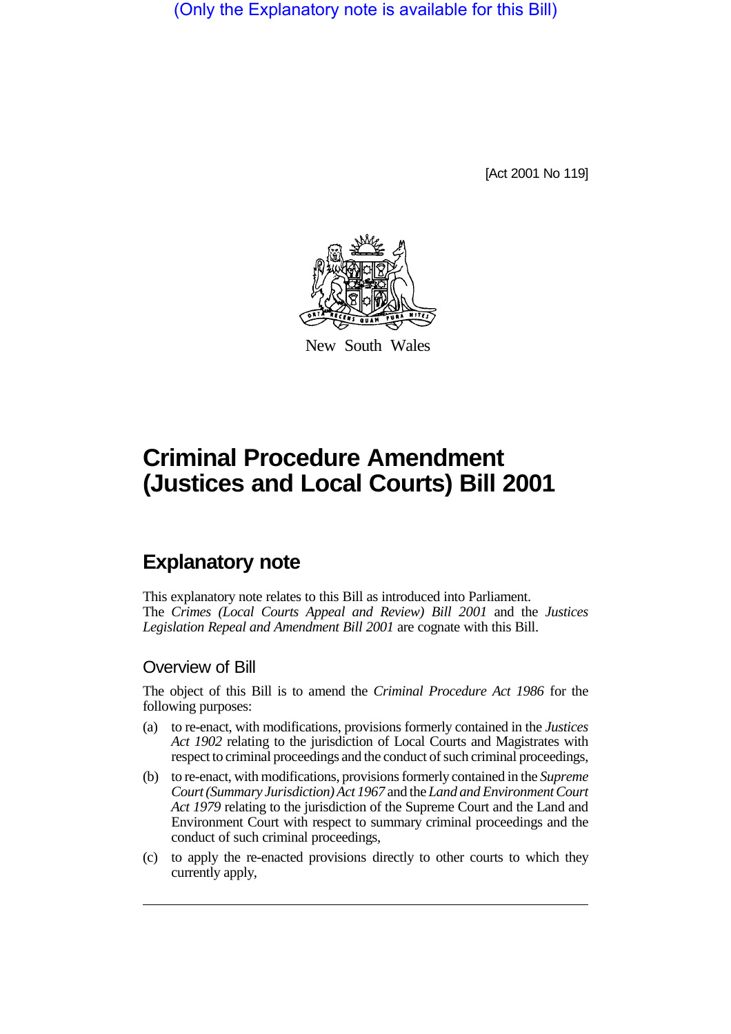(Only the Explanatory note is available for this Bill)

[Act 2001 No 119]

New South Wales

# Criminal Procedure Amendment (Justices and Local Courts) Bill 2001

## Explanatory note

This explanatory note relates to this Bill as introduced into Parliament.
The *Crimes (Local Courts Appeal and Review) Bill 2001* and the *Justices Legislation Repeal and Amendment Bill 2001* are cognate with this Bill.

### Overview of Bill

The object of this Bill is to amend the *Criminal Procedure Act 1986* for the following purposes:

(a) to re-enact, with modifications, provisions formerly contained in the *Justices Act 1902* relating to the jurisdiction of Local Courts and Magistrates with respect to criminal proceedings and the conduct of such criminal proceedings,

(b) to re-enact, with modifications, provisions formerly contained in the *Supreme Court (Summary Jurisdiction) Act 1967* and the *Land and Environment Court Act 1979* relating to the jurisdiction of the Supreme Court and the Land and Environment Court with respect to summary criminal proceedings and the conduct of such criminal proceedings,

(c) to apply the re-enacted provisions directly to other courts to which they currently apply,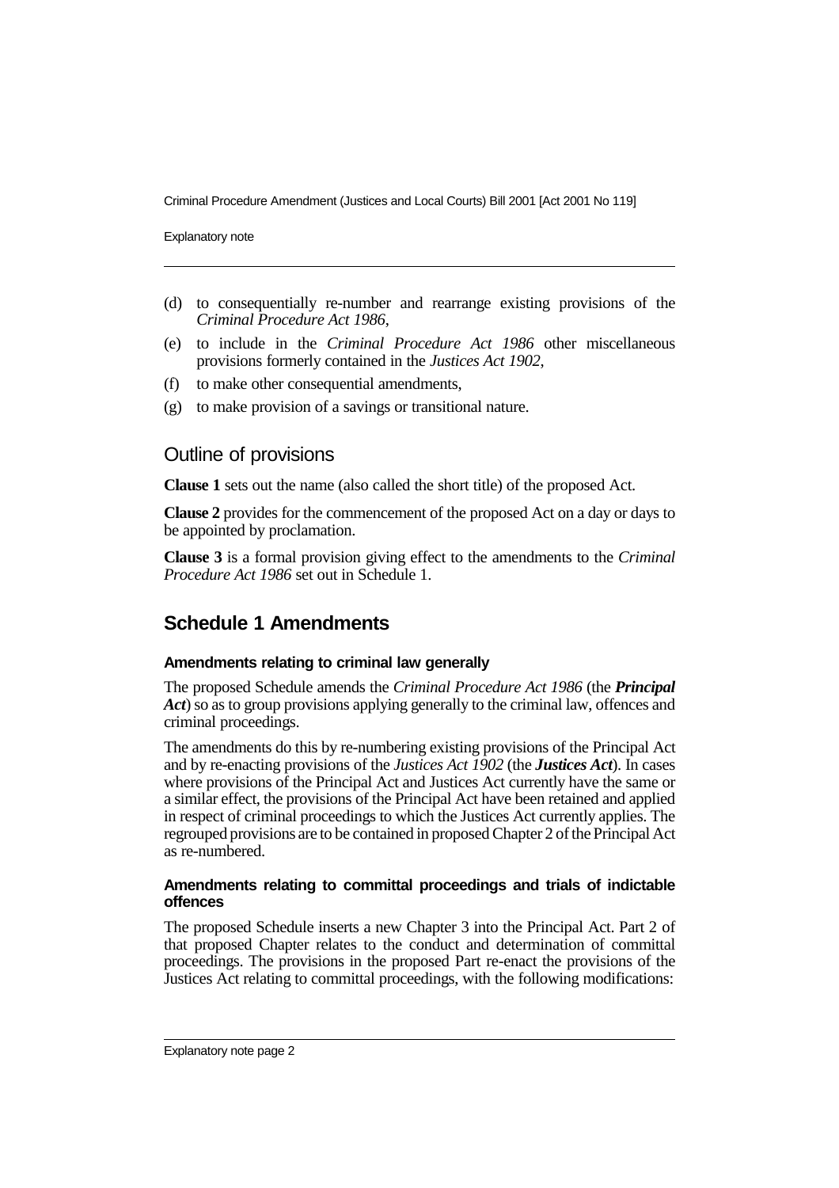(d) to consequentially re-number and rearrange existing provisions of the *Criminal Procedure Act 1986*,

(e) to include in the *Criminal Procedure Act 1986* other miscellaneous provisions formerly contained in the *Justices Act 1902*,

(f) to make other consequential amendments,

(g) to make provision of a savings or transitional nature.

## Outline of provisions

**Clause 1** sets out the name (also called the short title) of the proposed Act.

**Clause 2** provides for the commencement of the proposed Act on a day or days to be appointed by proclamation.

**Clause 3** is a formal provision giving effect to the amendments to the *Criminal Procedure Act 1986* set out in Schedule 1.

## Schedule 1 Amendments

#### Amendments relating to criminal law generally

The proposed Schedule amends the *Criminal Procedure Act 1986* (the ***Principal Act***) so as to group provisions applying generally to the criminal law, offences and criminal proceedings.

The amendments do this by re-numbering existing provisions of the Principal Act and by re-enacting provisions of the *Justices Act 1902* (the ***Justices Act***). In cases where provisions of the Principal Act and Justices Act currently have the same or a similar effect, the provisions of the Principal Act have been retained and applied in respect of criminal proceedings to which the Justices Act currently applies. The regrouped provisions are to be contained in proposed Chapter 2 of the Principal Act as re-numbered.

#### Amendments relating to committal proceedings and trials of indictable offences

The proposed Schedule inserts a new Chapter 3 into the Principal Act. Part 2 of that proposed Chapter relates to the conduct and determination of committal proceedings. The provisions in the proposed Part re-enact the provisions of the Justices Act relating to committal proceedings, with the following modifications: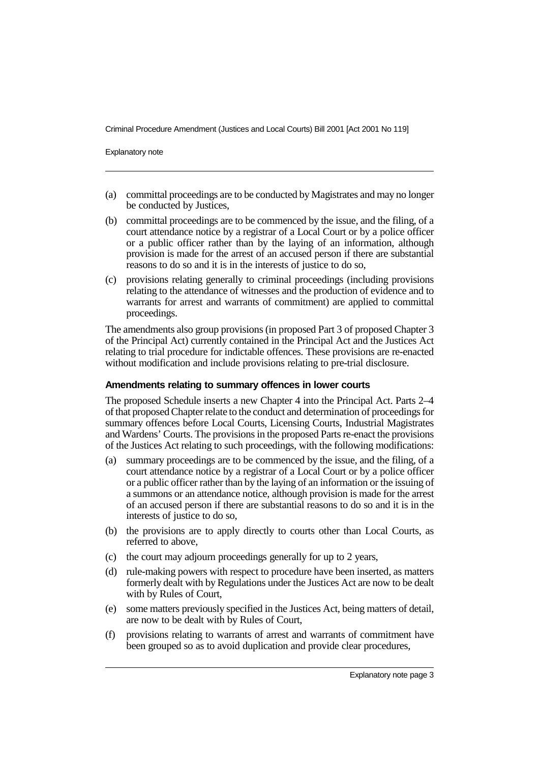(a) committal proceedings are to be conducted by Magistrates and may no longer be conducted by Justices,

(b) committal proceedings are to be commenced by the issue, and the filing, of a court attendance notice by a registrar of a Local Court or by a police officer or a public officer rather than by the laying of an information, although provision is made for the arrest of an accused person if there are substantial reasons to do so and it is in the interests of justice to do so,

(c) provisions relating generally to criminal proceedings (including provisions relating to the attendance of witnesses and the production of evidence and to warrants for arrest and warrants of commitment) are applied to committal proceedings.

The amendments also group provisions (in proposed Part 3 of proposed Chapter 3 of the Principal Act) currently contained in the Principal Act and the Justices Act relating to trial procedure for indictable offences. These provisions are re-enacted without modification and include provisions relating to pre-trial disclosure.

### Amendments relating to summary offences in lower courts

The proposed Schedule inserts a new Chapter 4 into the Principal Act. Parts 2–4 of that proposed Chapter relate to the conduct and determination of proceedings for summary offences before Local Courts, Licensing Courts, Industrial Magistrates and Wardens' Courts. The provisions in the proposed Parts re-enact the provisions of the Justices Act relating to such proceedings, with the following modifications:

(a) summary proceedings are to be commenced by the issue, and the filing, of a court attendance notice by a registrar of a Local Court or by a police officer or a public officer rather than by the laying of an information or the issuing of a summons or an attendance notice, although provision is made for the arrest of an accused person if there are substantial reasons to do so and it is in the interests of justice to do so,

(b) the provisions are to apply directly to courts other than Local Courts, as referred to above,

(c) the court may adjourn proceedings generally for up to 2 years,

(d) rule-making powers with respect to procedure have been inserted, as matters formerly dealt with by Regulations under the Justices Act are now to be dealt with by Rules of Court,

(e) some matters previously specified in the Justices Act, being matters of detail, are now to be dealt with by Rules of Court,

(f) provisions relating to warrants of arrest and warrants of commitment have been grouped so as to avoid duplication and provide clear procedures,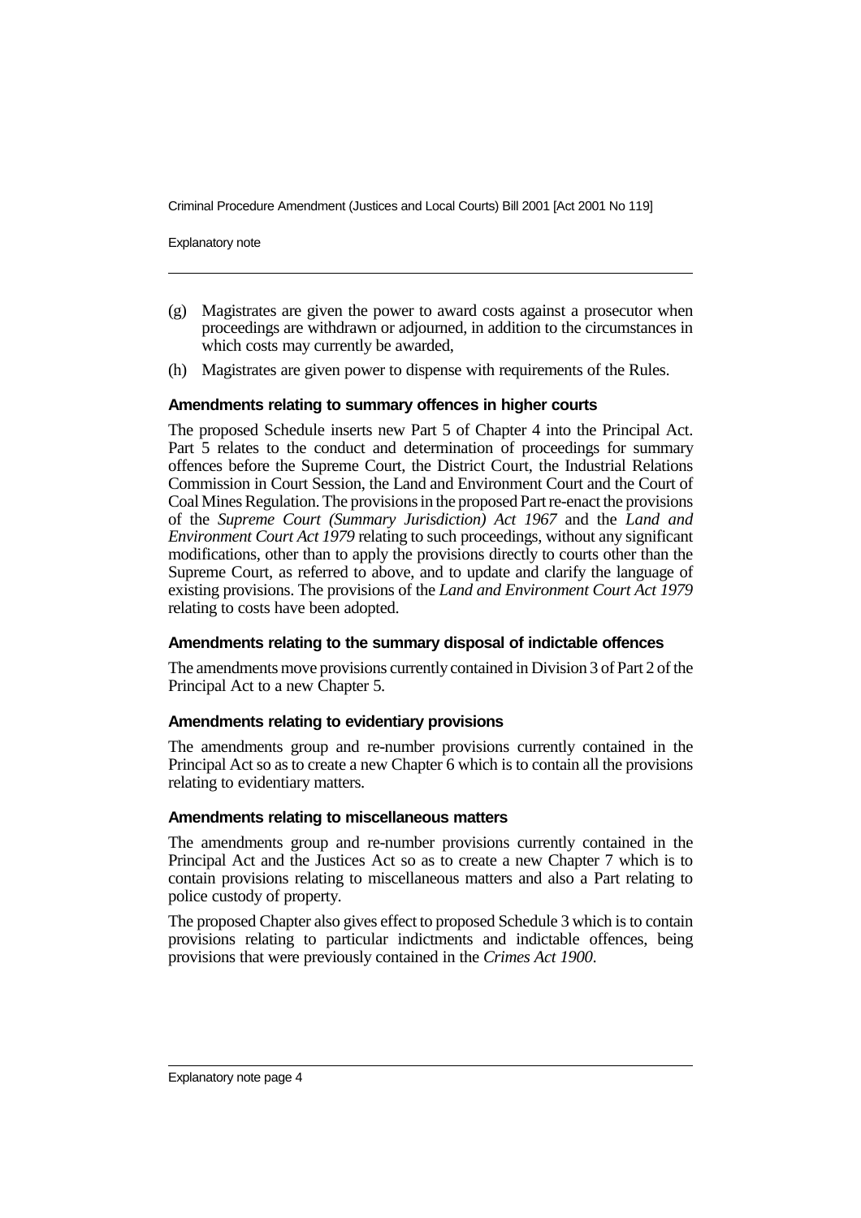(g) Magistrates are given the power to award costs against a prosecutor when proceedings are withdrawn or adjourned, in addition to the circumstances in which costs may currently be awarded,

(h) Magistrates are given power to dispense with requirements of the Rules.

### Amendments relating to summary offences in higher courts

The proposed Schedule inserts new Part 5 of Chapter 4 into the Principal Act. Part 5 relates to the conduct and determination of proceedings for summary offences before the Supreme Court, the District Court, the Industrial Relations Commission in Court Session, the Land and Environment Court and the Court of Coal Mines Regulation. The provisions in the proposed Part re-enact the provisions of the *Supreme Court (Summary Jurisdiction) Act 1967* and the *Land and Environment Court Act 1979* relating to such proceedings, without any significant modifications, other than to apply the provisions directly to courts other than the Supreme Court, as referred to above, and to update and clarify the language of existing provisions. The provisions of the *Land and Environment Court Act 1979* relating to costs have been adopted.

### Amendments relating to the summary disposal of indictable offences

The amendments move provisions currently contained in Division 3 of Part 2 of the Principal Act to a new Chapter 5.

### Amendments relating to evidentiary provisions

The amendments group and re-number provisions currently contained in the Principal Act so as to create a new Chapter 6 which is to contain all the provisions relating to evidentiary matters.

### Amendments relating to miscellaneous matters

The amendments group and re-number provisions currently contained in the Principal Act and the Justices Act so as to create a new Chapter 7 which is to contain provisions relating to miscellaneous matters and also a Part relating to police custody of property.

The proposed Chapter also gives effect to proposed Schedule 3 which is to contain provisions relating to particular indictments and indictable offences, being provisions that were previously contained in the *Crimes Act 1900*.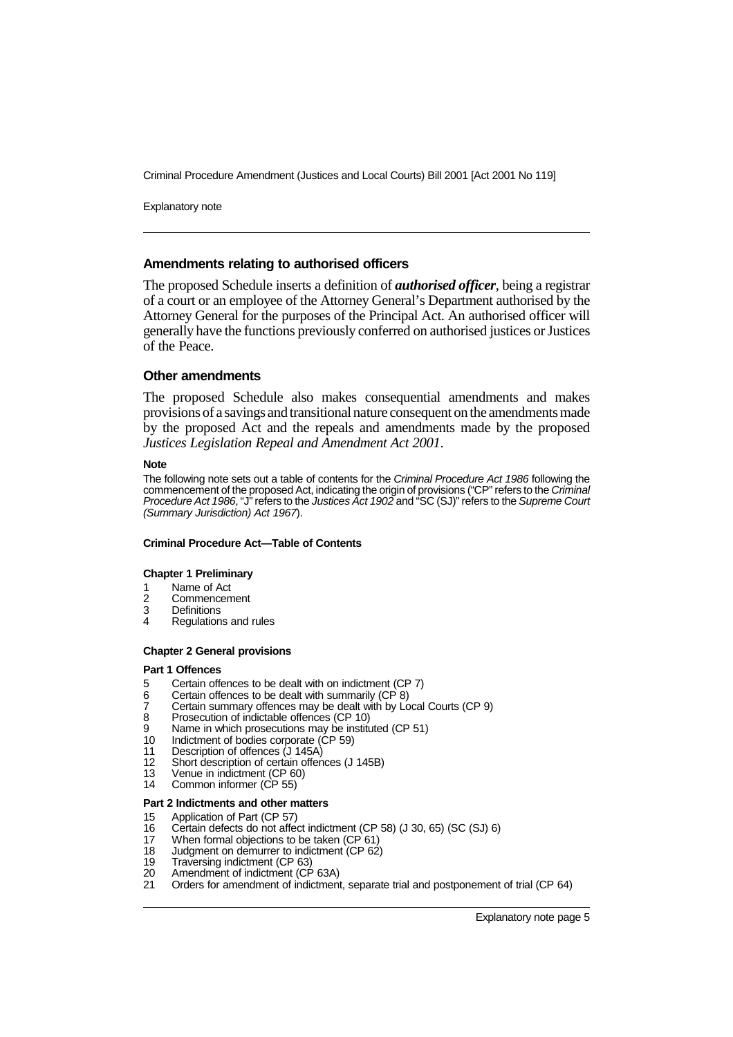## Amendments relating to authorised officers

The proposed Schedule inserts a definition of ***authorised officer***, being a registrar of a court or an employee of the Attorney General's Department authorised by the Attorney General for the purposes of the Principal Act. An authorised officer will generally have the functions previously conferred on authorised justices or Justices of the Peace.

## Other amendments

The proposed Schedule also makes consequential amendments and makes provisions of a savings and transitional nature consequent on the amendments made by the proposed Act and the repeals and amendments made by the proposed *Justices Legislation Repeal and Amendment Act 2001*.

**Note**

The following note sets out a table of contents for the *Criminal Procedure Act 1986* following the commencement of the proposed Act, indicating the origin of provisions ("CP" refers to the *Criminal Procedure Act 1986*, "J" refers to the *Justices Act 1902* and "SC (SJ)" refers to the *Supreme Court (Summary Jurisdiction) Act 1967*).

**Criminal Procedure Act—Table of Contents**

**Chapter 1 Preliminary**

1 Name of Act
2 Commencement
3 Definitions
4 Regulations and rules

**Chapter 2 General provisions**

**Part 1 Offences**

5 Certain offences to be dealt with on indictment (CP 7)
6 Certain offences to be dealt with summarily (CP 8)
7 Certain summary offences may be dealt with by Local Courts (CP 9)
8 Prosecution of indictable offences (CP 10)
9 Name in which prosecutions may be instituted (CP 51)
10 Indictment of bodies corporate (CP 59)
11 Description of offences (J 145A)
12 Short description of certain offences (J 145B)
13 Venue in indictment (CP 60)
14 Common informer (CP 55)

**Part 2 Indictments and other matters**

15 Application of Part (CP 57)
16 Certain defects do not affect indictment (CP 58) (J 30, 65) (SC (SJ) 6)
17 When formal objections to be taken (CP 61)
18 Judgment on demurrer to indictment (CP 62)
19 Traversing indictment (CP 63)
20 Amendment of indictment (CP 63A)
21 Orders for amendment of indictment, separate trial and postponement of trial (CP 64)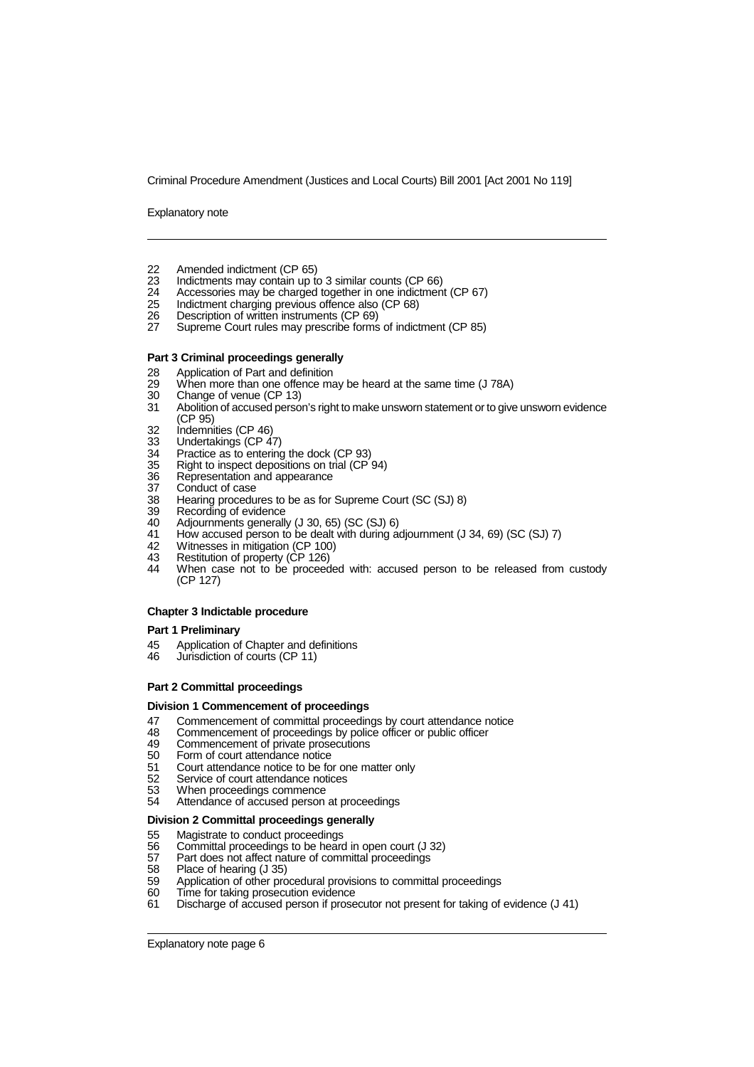22 Amended indictment (CP 65)
23 Indictments may contain up to 3 similar counts (CP 66)
24 Accessories may be charged together in one indictment (CP 67)
25 Indictment charging previous offence also (CP 68)
26 Description of written instruments (CP 69)
27 Supreme Court rules may prescribe forms of indictment (CP 85)

**Part 3 Criminal proceedings generally**

28 Application of Part and definition
29 When more than one offence may be heard at the same time (J 78A)
30 Change of venue (CP 13)
31 Abolition of accused person's right to make unsworn statement or to give unsworn evidence (CP 95)
32 Indemnities (CP 46)
33 Undertakings (CP 47)
34 Practice as to entering the dock (CP 93)
35 Right to inspect depositions on trial (CP 94)
36 Representation and appearance
37 Conduct of case
38 Hearing procedures to be as for Supreme Court (SC (SJ) 8)
39 Recording of evidence
40 Adjournments generally (J 30, 65) (SC (SJ) 6)
41 How accused person to be dealt with during adjournment (J 34, 69) (SC (SJ) 7)
42 Witnesses in mitigation (CP 100)
43 Restitution of property (CP 126)
44 When case not to be proceeded with: accused person to be released from custody (CP 127)

**Chapter 3 Indictable procedure**

**Part 1 Preliminary**

45 Application of Chapter and definitions
46 Jurisdiction of courts (CP 11)

**Part 2 Committal proceedings**

**Division 1 Commencement of proceedings**

47 Commencement of committal proceedings by court attendance notice
48 Commencement of proceedings by police officer or public officer
49 Commencement of private prosecutions
50 Form of court attendance notice
51 Court attendance notice to be for one matter only
52 Service of court attendance notices
53 When proceedings commence
54 Attendance of accused person at proceedings

**Division 2 Committal proceedings generally**

55 Magistrate to conduct proceedings
56 Committal proceedings to be heard in open court (J 32)
57 Part does not affect nature of committal proceedings
58 Place of hearing (J 35)
59 Application of other procedural provisions to committal proceedings
60 Time for taking prosecution evidence
61 Discharge of accused person if prosecutor not present for taking of evidence (J 41)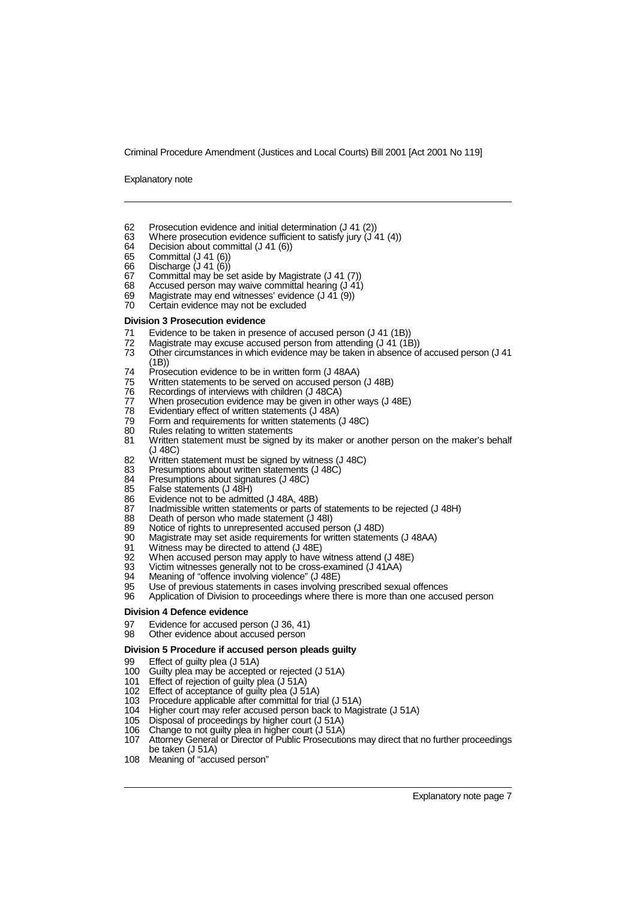62 Prosecution evidence and initial determination (J 41 (2))
63 Where prosecution evidence sufficient to satisfy jury (J 41 (4))
64 Decision about committal (J 41 (6))
65 Committal (J 41 (6))
66 Discharge (J 41 (6))
67 Committal may be set aside by Magistrate (J 41 (7))
68 Accused person may waive committal hearing (J 41)
69 Magistrate may end witnesses' evidence (J 41 (9))
70 Certain evidence may not be excluded

**Division 3 Prosecution evidence**

71 Evidence to be taken in presence of accused person (J 41 (1B))
72 Magistrate may excuse accused person from attending (J 41 (1B))
73 Other circumstances in which evidence may be taken in absence of accused person (J 41 (1B))
74 Prosecution evidence to be in written form (J 48AA)
75 Written statements to be served on accused person (J 48B)
76 Recordings of interviews with children (J 48CA)
77 When prosecution evidence may be given in other ways (J 48E)
78 Evidentiary effect of written statements (J 48A)
79 Form and requirements for written statements (J 48C)
80 Rules relating to written statements
81 Written statement must be signed by its maker or another person on the maker's behalf (J 48C)
82 Written statement must be signed by witness (J 48C)
83 Presumptions about written statements (J 48C)
84 Presumptions about signatures (J 48C)
85 False statements (J 48H)
86 Evidence not to be admitted (J 48A, 48B)
87 Inadmissible written statements or parts of statements to be rejected (J 48H)
88 Death of person who made statement (J 48I)
89 Notice of rights to unrepresented accused person (J 48D)
90 Magistrate may set aside requirements for written statements (J 48AA)
91 Witness may be directed to attend (J 48E)
92 When accused person may apply to have witness attend (J 48E)
93 Victim witnesses generally not to be cross-examined (J 41AA)
94 Meaning of "offence involving violence" (J 48E)
95 Use of previous statements in cases involving prescribed sexual offences
96 Application of Division to proceedings where there is more than one accused person

**Division 4 Defence evidence**

97 Evidence for accused person (J 36, 41)
98 Other evidence about accused person

**Division 5 Procedure if accused person pleads guilty**

99 Effect of guilty plea (J 51A)
100 Guilty plea may be accepted or rejected (J 51A)
101 Effect of rejection of guilty plea (J 51A)
102 Effect of acceptance of guilty plea (J 51A)
103 Procedure applicable after committal for trial (J 51A)
104 Higher court may refer accused person back to Magistrate (J 51A)
105 Disposal of proceedings by higher court (J 51A)
106 Change to not guilty plea in higher court (J 51A)
107 Attorney General or Director of Public Prosecutions may direct that no further proceedings be taken (J 51A)
108 Meaning of "accused person"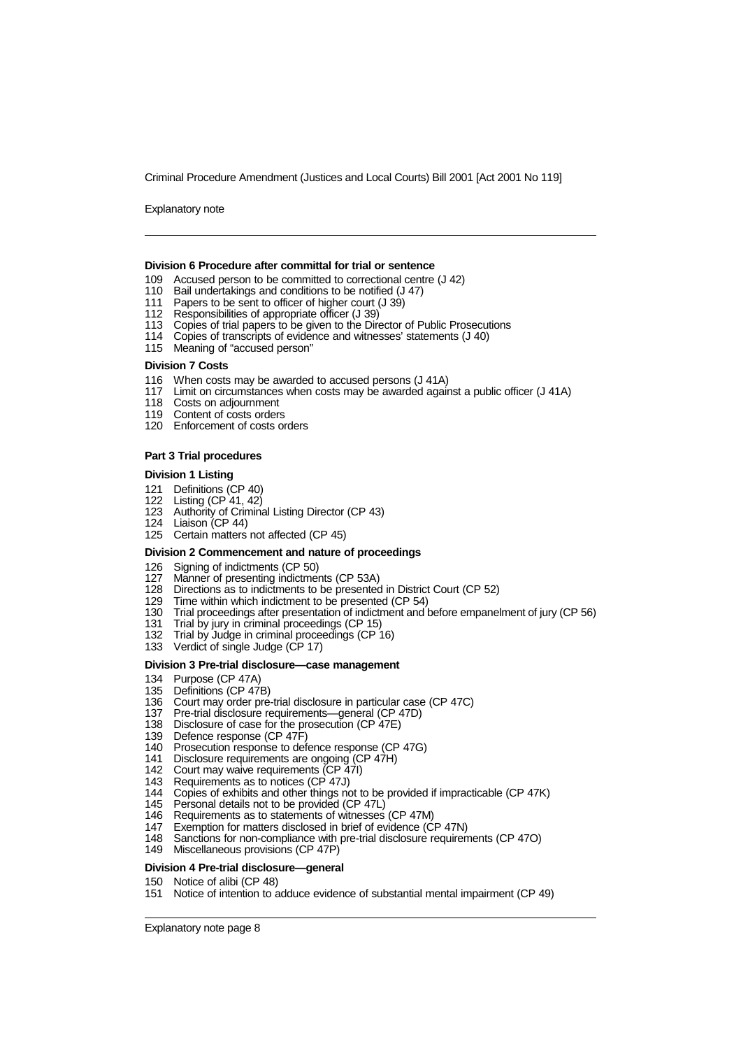### Division 6 Procedure after committal for trial or sentence

109 Accused person to be committed to correctional centre (J 42)
110 Bail undertakings and conditions to be notified (J 47)
111 Papers to be sent to officer of higher court (J 39)
112 Responsibilities of appropriate officer (J 39)
113 Copies of trial papers to be given to the Director of Public Prosecutions
114 Copies of transcripts of evidence and witnesses' statements (J 40)
115 Meaning of "accused person"

### Division 7 Costs

116 When costs may be awarded to accused persons (J 41A)
117 Limit on circumstances when costs may be awarded against a public officer (J 41A)
118 Costs on adjournment
119 Content of costs orders
120 Enforcement of costs orders

## Part 3 Trial procedures

### Division 1 Listing

121 Definitions (CP 40)
122 Listing (CP 41, 42)
123 Authority of Criminal Listing Director (CP 43)
124 Liaison (CP 44)
125 Certain matters not affected (CP 45)

### Division 2 Commencement and nature of proceedings

126 Signing of indictments (CP 50)
127 Manner of presenting indictments (CP 53A)
128 Directions as to indictments to be presented in District Court (CP 52)
129 Time within which indictment to be presented (CP 54)
130 Trial proceedings after presentation of indictment and before empanelment of jury (CP 56)
131 Trial by jury in criminal proceedings (CP 15)
132 Trial by Judge in criminal proceedings (CP 16)
133 Verdict of single Judge (CP 17)

### Division 3 Pre-trial disclosure—case management

134 Purpose (CP 47A)
135 Definitions (CP 47B)
136 Court may order pre-trial disclosure in particular case (CP 47C)
137 Pre-trial disclosure requirements—general (CP 47D)
138 Disclosure of case for the prosecution (CP 47E)
139 Defence response (CP 47F)
140 Prosecution response to defence response (CP 47G)
141 Disclosure requirements are ongoing (CP 47H)
142 Court may waive requirements (CP 47I)
143 Requirements as to notices (CP 47J)
144 Copies of exhibits and other things not to be provided if impracticable (CP 47K)
145 Personal details not to be provided (CP 47L)
146 Requirements as to statements of witnesses (CP 47M)
147 Exemption for matters disclosed in brief of evidence (CP 47N)
148 Sanctions for non-compliance with pre-trial disclosure requirements (CP 47O)
149 Miscellaneous provisions (CP 47P)

### Division 4 Pre-trial disclosure—general

150 Notice of alibi (CP 48)
151 Notice of intention to adduce evidence of substantial mental impairment (CP 49)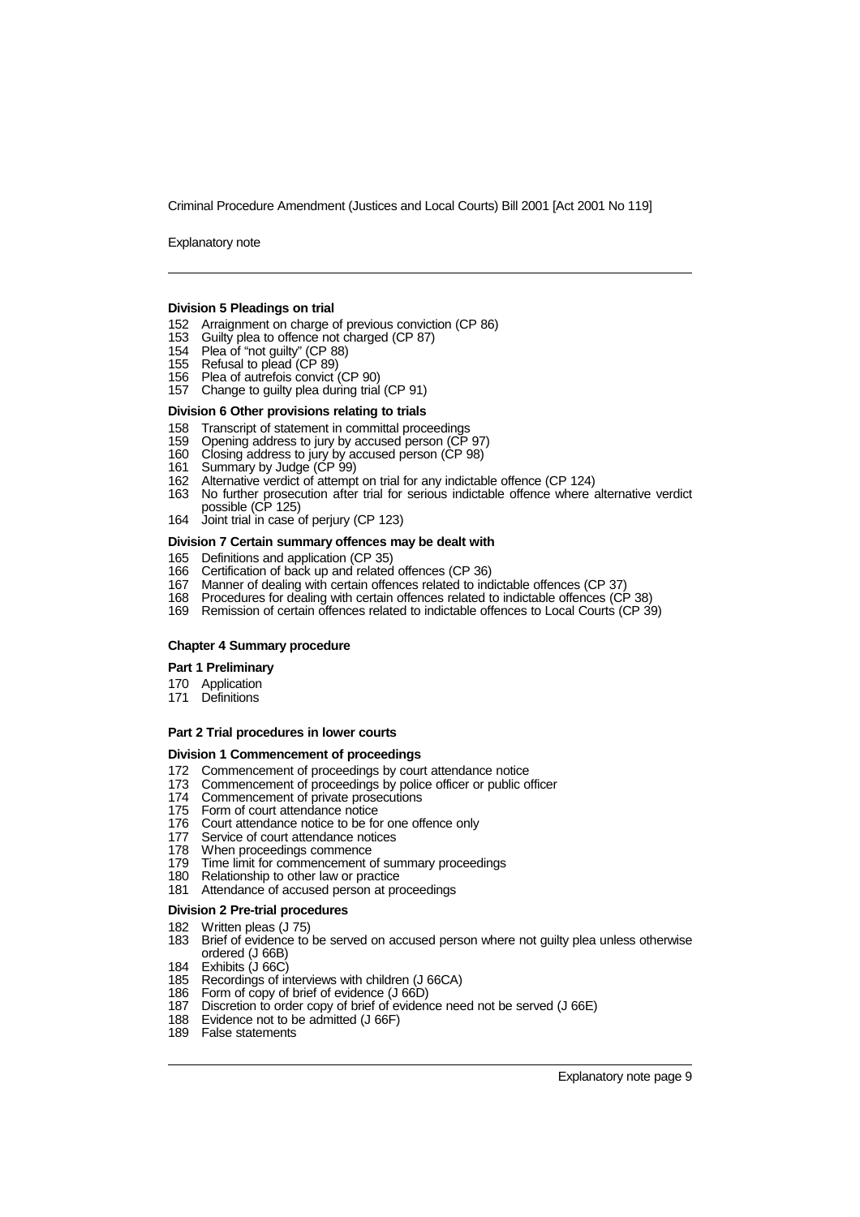#### Division 5 Pleadings on trial

152 Arraignment on charge of previous conviction (CP 86)
153 Guilty plea to offence not charged (CP 87)
154 Plea of "not guilty" (CP 88)
155 Refusal to plead (CP 89)
156 Plea of autrefois convict (CP 90)
157 Change to guilty plea during trial (CP 91)

#### Division 6 Other provisions relating to trials

158 Transcript of statement in committal proceedings
159 Opening address to jury by accused person (CP 97)
160 Closing address to jury by accused person (CP 98)
161 Summary by Judge (CP 99)
162 Alternative verdict of attempt on trial for any indictable offence (CP 124)
163 No further prosecution after trial for serious indictable offence where alternative verdict possible (CP 125)
164 Joint trial in case of perjury (CP 123)

#### Division 7 Certain summary offences may be dealt with

165 Definitions and application (CP 35)
166 Certification of back up and related offences (CP 36)
167 Manner of dealing with certain offences related to indictable offences (CP 37)
168 Procedures for dealing with certain offences related to indictable offences (CP 38)
169 Remission of certain offences related to indictable offences to Local Courts (CP 39)

### Chapter 4 Summary procedure

#### Part 1 Preliminary

170 Application
171 Definitions

#### Part 2 Trial procedures in lower courts

#### Division 1 Commencement of proceedings

172 Commencement of proceedings by court attendance notice
173 Commencement of proceedings by police officer or public officer
174 Commencement of private prosecutions
175 Form of court attendance notice
176 Court attendance notice to be for one offence only
177 Service of court attendance notices
178 When proceedings commence
179 Time limit for commencement of summary proceedings
180 Relationship to other law or practice
181 Attendance of accused person at proceedings

#### Division 2 Pre-trial procedures

182 Written pleas (J 75)
183 Brief of evidence to be served on accused person where not guilty plea unless otherwise ordered (J 66B)
184 Exhibits (J 66C)
185 Recordings of interviews with children (J 66CA)
186 Form of copy of brief of evidence (J 66D)
187 Discretion to order copy of brief of evidence need not be served (J 66E)
188 Evidence not to be admitted (J 66F)
189 False statements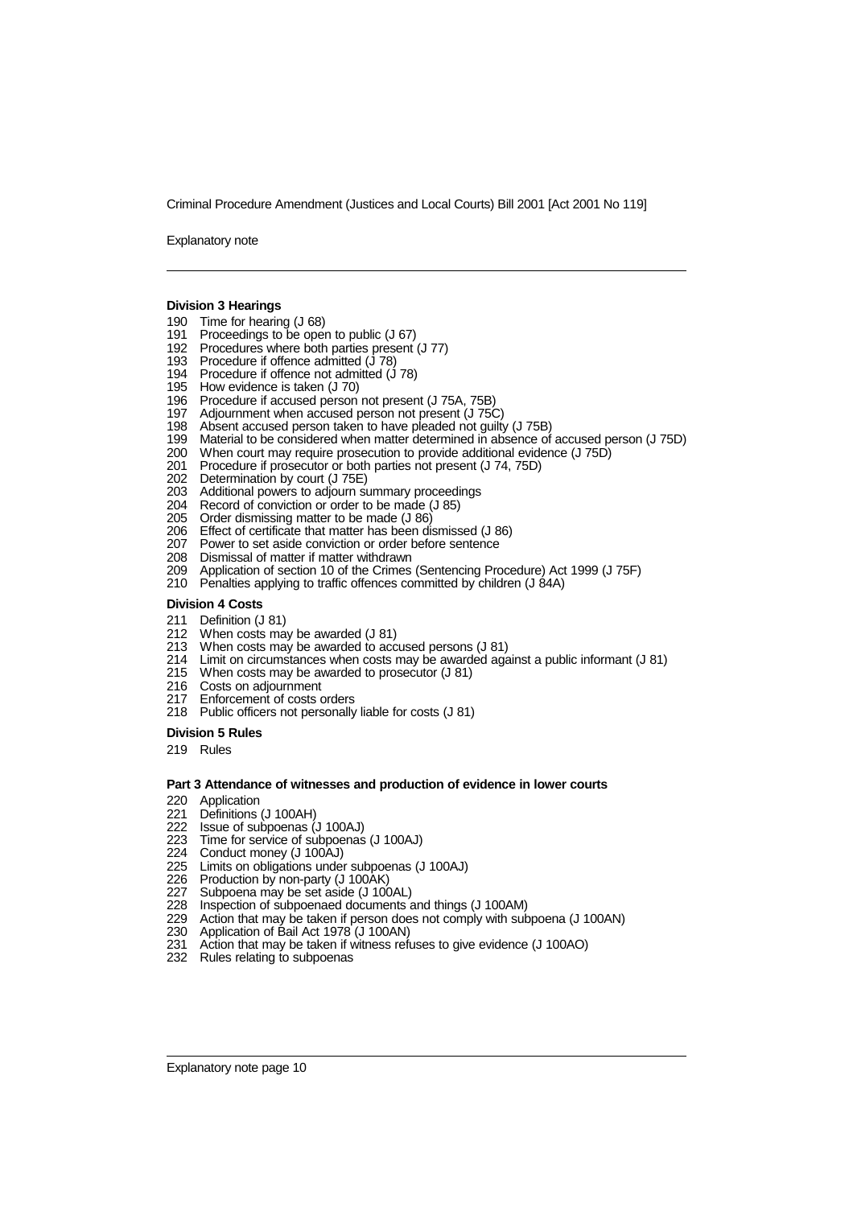**Division 3 Hearings**

190 Time for hearing (J 68)
191 Proceedings to be open to public (J 67)
192 Procedures where both parties present (J 77)
193 Procedure if offence admitted (J 78)
194 Procedure if offence not admitted (J 78)
195 How evidence is taken (J 70)
196 Procedure if accused person not present (J 75A, 75B)
197 Adjournment when accused person not present (J 75C)
198 Absent accused person taken to have pleaded not guilty (J 75B)
199 Material to be considered when matter determined in absence of accused person (J 75D)
200 When court may require prosecution to provide additional evidence (J 75D)
201 Procedure if prosecutor or both parties not present (J 74, 75D)
202 Determination by court (J 75E)
203 Additional powers to adjourn summary proceedings
204 Record of conviction or order to be made (J 85)
205 Order dismissing matter to be made (J 86)
206 Effect of certificate that matter has been dismissed (J 86)
207 Power to set aside conviction or order before sentence
208 Dismissal of matter if matter withdrawn
209 Application of section 10 of the Crimes (Sentencing Procedure) Act 1999 (J 75F)
210 Penalties applying to traffic offences committed by children (J 84A)

**Division 4 Costs**

211 Definition (J 81)
212 When costs may be awarded (J 81)
213 When costs may be awarded to accused persons (J 81)
214 Limit on circumstances when costs may be awarded against a public informant (J 81)
215 When costs may be awarded to prosecutor (J 81)
216 Costs on adjournment
217 Enforcement of costs orders
218 Public officers not personally liable for costs (J 81)

**Division 5 Rules**

219 Rules

**Part 3 Attendance of witnesses and production of evidence in lower courts**

220 Application
221 Definitions (J 100AH)
222 Issue of subpoenas (J 100AJ)
223 Time for service of subpoenas (J 100AJ)
224 Conduct money (J 100AJ)
225 Limits on obligations under subpoenas (J 100AJ)
226 Production by non-party (J 100AK)
227 Subpoena may be set aside (J 100AL)
228 Inspection of subpoenaed documents and things (J 100AM)
229 Action that may be taken if person does not comply with subpoena (J 100AN)
230 Application of Bail Act 1978 (J 100AN)
231 Action that may be taken if witness refuses to give evidence (J 100AO)
232 Rules relating to subpoenas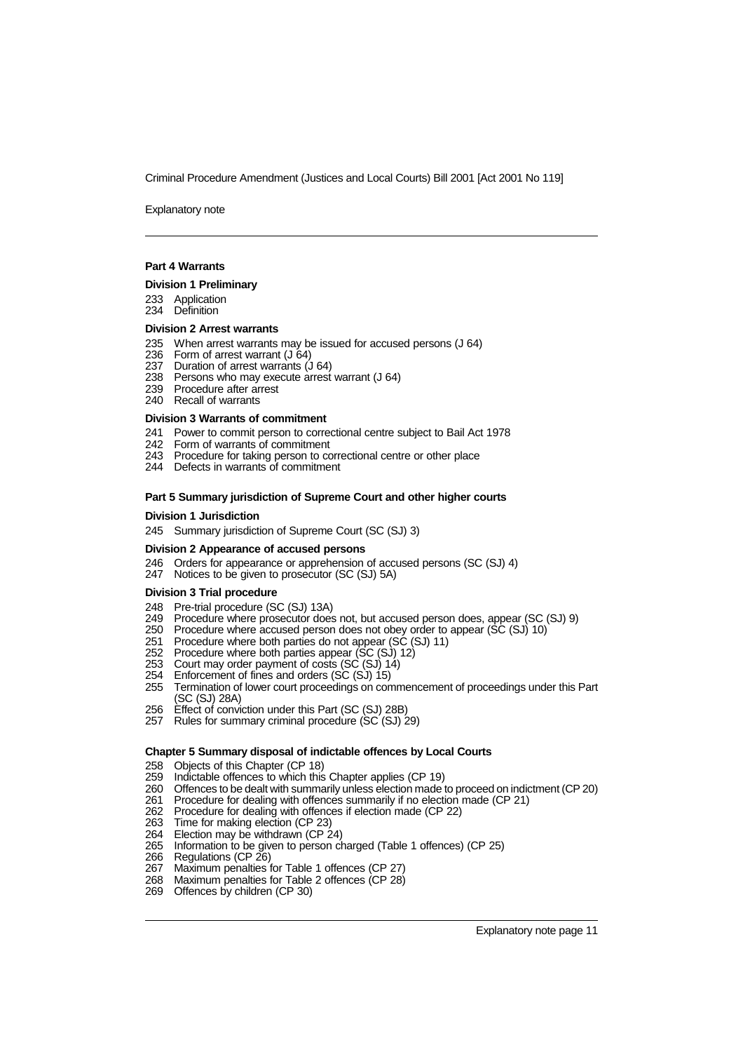### Part 4 Warrants

#### Division 1 Preliminary

233 Application
234 Definition

#### Division 2 Arrest warrants

235 When arrest warrants may be issued for accused persons (J 64)
236 Form of arrest warrant (J 64)
237 Duration of arrest warrants (J 64)
238 Persons who may execute arrest warrant (J 64)
239 Procedure after arrest
240 Recall of warrants

#### Division 3 Warrants of commitment

241 Power to commit person to correctional centre subject to Bail Act 1978
242 Form of warrants of commitment
243 Procedure for taking person to correctional centre or other place
244 Defects in warrants of commitment

### Part 5 Summary jurisdiction of Supreme Court and other higher courts

#### Division 1 Jurisdiction

245 Summary jurisdiction of Supreme Court (SC (SJ) 3)

#### Division 2 Appearance of accused persons

246 Orders for appearance or apprehension of accused persons (SC (SJ) 4)
247 Notices to be given to prosecutor (SC (SJ) 5A)

#### Division 3 Trial procedure

248 Pre-trial procedure (SC (SJ) 13A)
249 Procedure where prosecutor does not, but accused person does, appear (SC (SJ) 9)
250 Procedure where accused person does not obey order to appear (SC (SJ) 10)
251 Procedure where both parties do not appear (SC (SJ) 11)
252 Procedure where both parties appear (SC (SJ) 12)
253 Court may order payment of costs (SC (SJ) 14)
254 Enforcement of fines and orders (SC (SJ) 15)
255 Termination of lower court proceedings on commencement of proceedings under this Part (SC (SJ) 28A)
256 Effect of conviction under this Part (SC (SJ) 28B)
257 Rules for summary criminal procedure (SC (SJ) 29)

## Chapter 5 Summary disposal of indictable offences by Local Courts

258 Objects of this Chapter (CP 18)
259 Indictable offences to which this Chapter applies (CP 19)
260 Offences to be dealt with summarily unless election made to proceed on indictment (CP 20)
261 Procedure for dealing with offences summarily if no election made (CP 21)
262 Procedure for dealing with offences if election made (CP 22)
263 Time for making election (CP 23)
264 Election may be withdrawn (CP 24)
265 Information to be given to person charged (Table 1 offences) (CP 25)
266 Regulations (CP 26)
267 Maximum penalties for Table 1 offences (CP 27)
268 Maximum penalties for Table 2 offences (CP 28)
269 Offences by children (CP 30)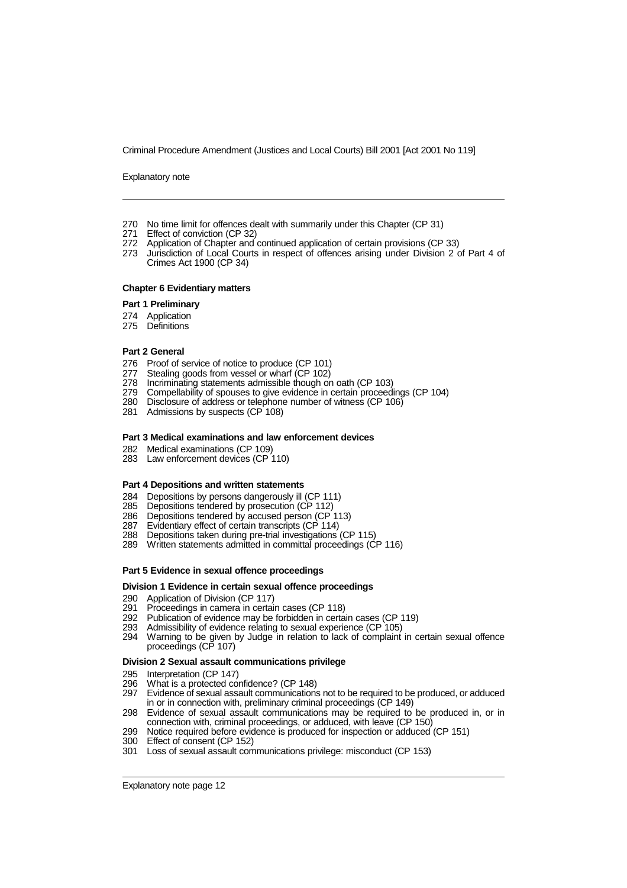270 No time limit for offences dealt with summarily under this Chapter (CP 31)
271 Effect of conviction (CP 32)
272 Application of Chapter and continued application of certain provisions (CP 33)
273 Jurisdiction of Local Courts in respect of offences arising under Division 2 of Part 4 of Crimes Act 1900 (CP 34)

#### Chapter 6 Evidentiary matters

**Part 1 Preliminary**

274 Application
275 Definitions

**Part 2 General**

276 Proof of service of notice to produce (CP 101)
277 Stealing goods from vessel or wharf (CP 102)
278 Incriminating statements admissible though on oath (CP 103)
279 Compellability of spouses to give evidence in certain proceedings (CP 104)
280 Disclosure of address or telephone number of witness (CP 106)
281 Admissions by suspects (CP 108)

**Part 3 Medical examinations and law enforcement devices**

282 Medical examinations (CP 109)
283 Law enforcement devices (CP 110)

**Part 4 Depositions and written statements**

284 Depositions by persons dangerously ill (CP 111)
285 Depositions tendered by prosecution (CP 112)
286 Depositions tendered by accused person (CP 113)
287 Evidentiary effect of certain transcripts (CP 114)
288 Depositions taken during pre-trial investigations (CP 115)
289 Written statements admitted in committal proceedings (CP 116)

**Part 5 Evidence in sexual offence proceedings**

**Division 1 Evidence in certain sexual offence proceedings**

290 Application of Division (CP 117)
291 Proceedings in camera in certain cases (CP 118)
292 Publication of evidence may be forbidden in certain cases (CP 119)
293 Admissibility of evidence relating to sexual experience (CP 105)
294 Warning to be given by Judge in relation to lack of complaint in certain sexual offence proceedings (CP 107)

**Division 2 Sexual assault communications privilege**

295 Interpretation (CP 147)
296 What is a protected confidence? (CP 148)
297 Evidence of sexual assault communications not to be required to be produced, or adduced in or in connection with, preliminary criminal proceedings (CP 149)
298 Evidence of sexual assault communications may be required to be produced in, or in connection with, criminal proceedings, or adduced, with leave (CP 150)
299 Notice required before evidence is produced for inspection or adduced (CP 151)
300 Effect of consent (CP 152)
301 Loss of sexual assault communications privilege: misconduct (CP 153)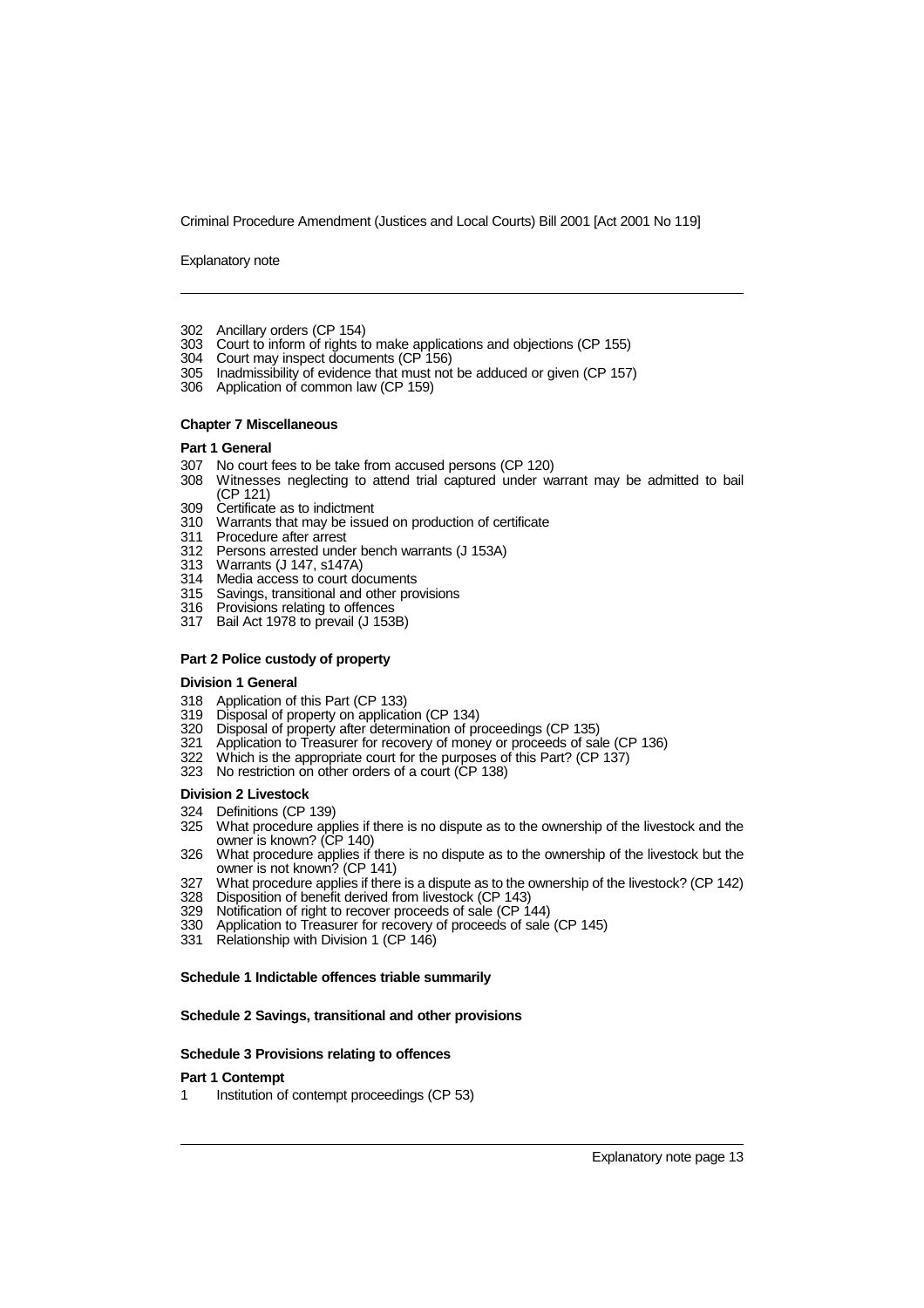302 Ancillary orders (CP 154)
303 Court to inform of rights to make applications and objections (CP 155)
304 Court may inspect documents (CP 156)
305 Inadmissibility of evidence that must not be adduced or given (CP 157)
306 Application of common law (CP 159)

**Chapter 7 Miscellaneous**

**Part 1 General**

307 No court fees to be take from accused persons (CP 120)
308 Witnesses neglecting to attend trial captured under warrant may be admitted to bail (CP 121)
309 Certificate as to indictment
310 Warrants that may be issued on production of certificate
311 Procedure after arrest
312 Persons arrested under bench warrants (J 153A)
313 Warrants (J 147, s147A)
314 Media access to court documents
315 Savings, transitional and other provisions
316 Provisions relating to offences
317 Bail Act 1978 to prevail (J 153B)

**Part 2 Police custody of property**

**Division 1 General**

318 Application of this Part (CP 133)
319 Disposal of property on application (CP 134)
320 Disposal of property after determination of proceedings (CP 135)
321 Application to Treasurer for recovery of money or proceeds of sale (CP 136)
322 Which is the appropriate court for the purposes of this Part? (CP 137)
323 No restriction on other orders of a court (CP 138)

**Division 2 Livestock**

324 Definitions (CP 139)
325 What procedure applies if there is no dispute as to the ownership of the livestock and the owner is known? (CP 140)
326 What procedure applies if there is no dispute as to the ownership of the livestock but the owner is not known? (CP 141)
327 What procedure applies if there is a dispute as to the ownership of the livestock? (CP 142)
328 Disposition of benefit derived from livestock (CP 143)
329 Notification of right to recover proceeds of sale (CP 144)
330 Application to Treasurer for recovery of proceeds of sale (CP 145)
331 Relationship with Division 1 (CP 146)

**Schedule 1 Indictable offences triable summarily**

**Schedule 2 Savings, transitional and other provisions**

**Schedule 3 Provisions relating to offences**

**Part 1 Contempt**

1 Institution of contempt proceedings (CP 53)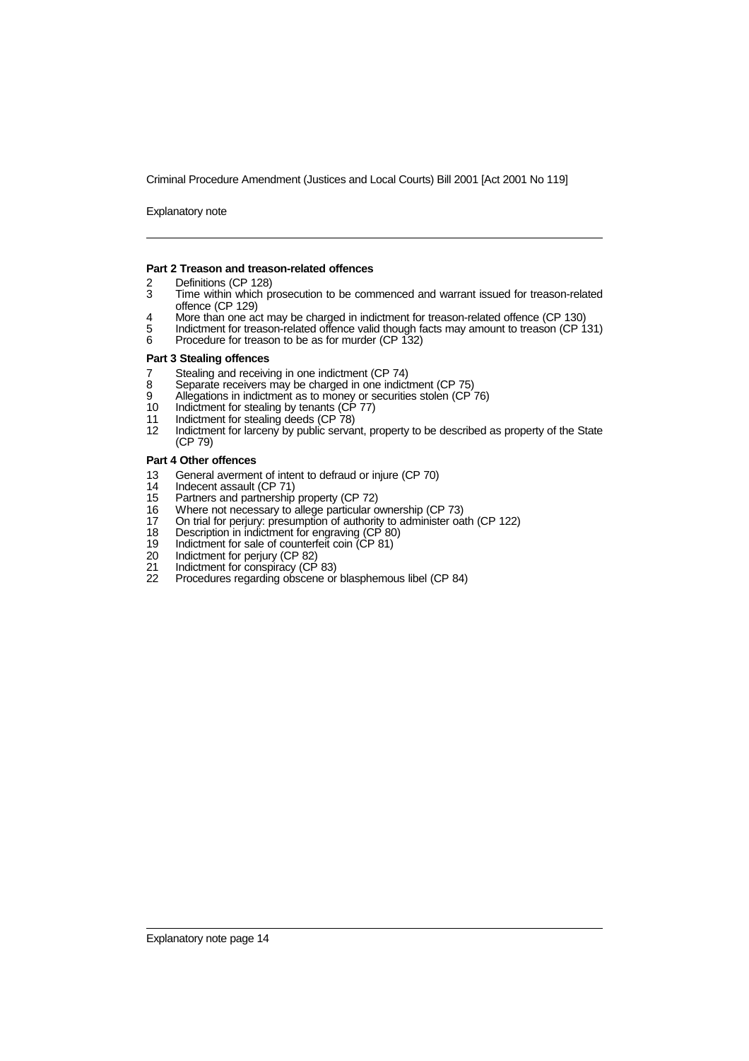**Part 2 Treason and treason-related offences**

2 Definitions (CP 128)
3 Time within which prosecution to be commenced and warrant issued for treason-related offence (CP 129)
4 More than one act may be charged in indictment for treason-related offence (CP 130)
5 Indictment for treason-related offence valid though facts may amount to treason (CP 131)
6 Procedure for treason to be as for murder (CP 132)

**Part 3 Stealing offences**

7 Stealing and receiving in one indictment (CP 74)
8 Separate receivers may be charged in one indictment (CP 75)
9 Allegations in indictment as to money or securities stolen (CP 76)
10 Indictment for stealing by tenants (CP 77)
11 Indictment for stealing deeds (CP 78)
12 Indictment for larceny by public servant, property to be described as property of the State (CP 79)

**Part 4 Other offences**

13 General averment of intent to defraud or injure (CP 70)
14 Indecent assault (CP 71)
15 Partners and partnership property (CP 72)
16 Where not necessary to allege particular ownership (CP 73)
17 On trial for perjury: presumption of authority to administer oath (CP 122)
18 Description in indictment for engraving (CP 80)
19 Indictment for sale of counterfeit coin (CP 81)
20 Indictment for perjury (CP 82)
21 Indictment for conspiracy (CP 83)
22 Procedures regarding obscene or blasphemous libel (CP 84)